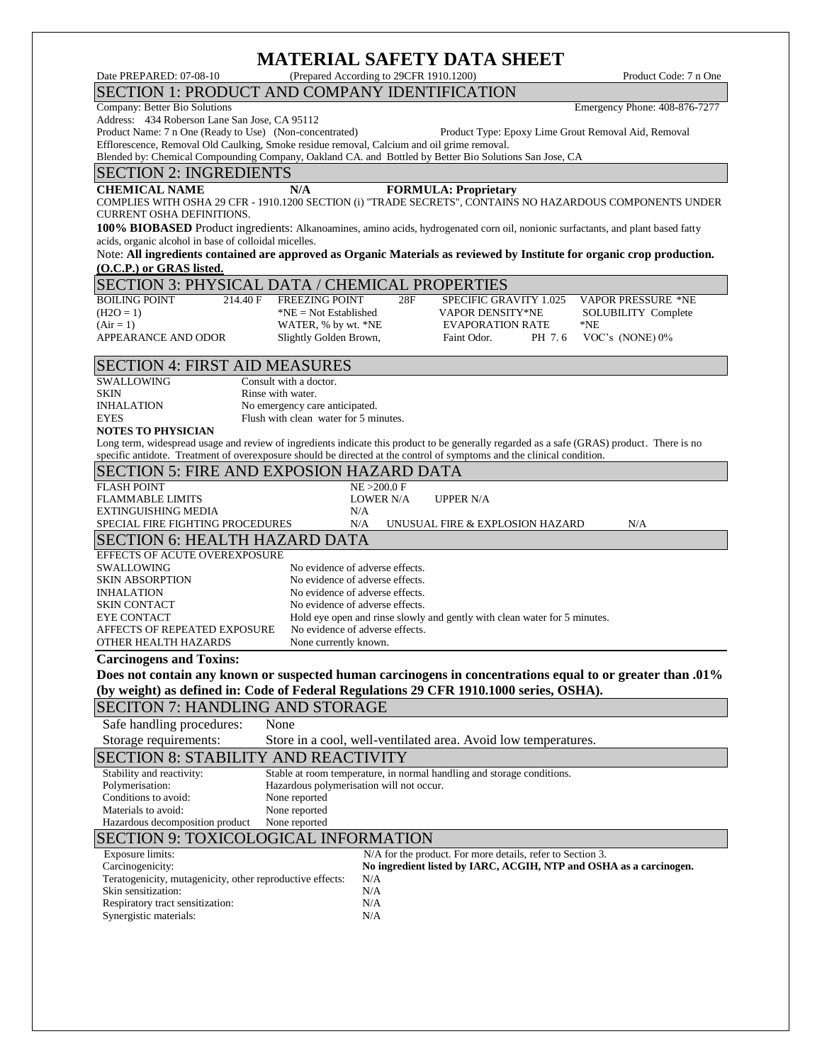# MATERIAL SAFETY DATA SHEET

Date PREPARED: 07-08-10 (Prepared According to 29CFR 1910.1200) Product Code: 7 n One

## SECTION 1: PRODUCT AND COMPANY IDENTIFICATION

Company: Better Bio Solutions Emergency Phone: 408-876-7277

Address: 434 Roberson Lane San Jose, CA 95112

Product Name: 7 n One (Ready to Use) (Non-concentrated) Product Type: Epoxy Lime Grout Removal Aid, Removal Efflorescence, Removal Old Caulking, Smoke residue removal, Calcium and oil grime removal.

Blended by: Chemical Compounding Company, Oakland CA. and Bottled by Better Bio Solutions San Jose, CA

## SECTION 2: INGREDIENTS

**CHEMICAL NAME** **N/A** **FORMULA: Proprietary**

COMPLIES WITH OSHA 29 CFR - 1910.1200 SECTION (i) "TRADE SECRETS", CONTAINS NO HAZARDOUS COMPONENTS UNDER CURRENT OSHA DEFINITIONS.

**100% BIOBASED** Product ingredients: Alkanoamines, amino acids, hydrogenated corn oil, nonionic surfactants, and plant based fatty acids, organic alcohol in base of colloidal micelles.

Note: **All ingredients contained are approved as Organic Materials as reviewed by Institute for organic crop production. (O.C.P.) or GRAS listed.**

## SECTION 3: PHYSICAL DATA / CHEMICAL PROPERTIES

| | | | | | | |
|---|---|---|---|---|---|---|
| BOILING POINT | 214.40 F | FREEZING POINT | 28F | SPECIFIC GRAVITY 1.025 | | VAPOR PRESSURE *NE |
| ($H_2O$ = 1) | | *NE = Not Established | | VAPOR DENSITY*NE | | SOLUBILITY Complete |
| (Air = 1) | | WATER, % by wt. *NE | | EVAPORATION RATE | | *NE |
| APPEARANCE AND ODOR | | Slightly Golden Brown, | | Faint Odor. | PH 7. 6 | VOC's (NONE) 0% |

## SECTION 4: FIRST AID MEASURES

| | |
|---|---|
| SWALLOWING | Consult with a doctor. |
| SKIN | Rinse with water. |
| INHALATION | No emergency care anticipated. |
| EYES | Flush with clean water for 5 minutes. |

**NOTES TO PHYSICIAN**

Long term, widespread usage and review of ingredients indicate this product to be generally regarded as a safe (GRAS) product. There is no specific antidote. Treatment of overexposure should be directed at the control of symptoms and the clinical condition.

## SECTION 5: FIRE AND EXPOSION HAZARD DATA

| | | | |
|---|---|---|---|
| FLASH POINT | NE >200.0 F | | |
| FLAMMABLE LIMITS | LOWER N/A | UPPER N/A | |
| EXTINGUISHING MEDIA | N/A | | |
| SPECIAL FIRE FIGHTING PROCEDURES | N/A | UNUSUAL FIRE & EXPLOSION HAZARD | N/A |

## SECTION 6: HEALTH HAZARD DATA

EFFECTS OF ACUTE OVEREXPOSURE

| | |
|---|---|
| SWALLOWING | No evidence of adverse effects. |
| SKIN ABSORPTION | No evidence of adverse effects. |
| INHALATION | No evidence of adverse effects. |
| SKIN CONTACT | No evidence of adverse effects. |
| EYE CONTACT | Hold eye open and rinse slowly and gently with clean water for 5 minutes. |
| AFFECTS OF REPEATED EXPOSURE | No evidence of adverse effects. |
| OTHER HEALTH HAZARDS | None currently known. |

**Carcinogens and Toxins:**

**Does not contain any known or suspected human carcinogens in concentrations equal to or greater than .01% (by weight) as defined in: Code of Federal Regulations 29 CFR 1910.1000 series, OSHA).**

## SECITON 7: HANDLING AND STORAGE

| | |
|---|---|
| Safe handling procedures: | None |
| Storage requirements: | Store in a cool, well-ventilated area. Avoid low temperatures. |

## SECTION 8: STABILITY AND REACTIVITY

| | |
|---|---|
| Stability and reactivity: | Stable at room temperature, in normal handling and storage conditions. |
| Polymerisation: | Hazardous polymerisation will not occur. |
| Conditions to avoid: | None reported |
| Materials to avoid: | None reported |
| Hazardous decomposition product | None reported |

## SECTION 9: TOXICOLOGICAL INFORMATION

| | |
|---|---|
| Exposure limits: | N/A for the product. For more details, refer to Section 3. |
| Carcinogenicity: | **No ingredient listed by IARC, ACGIH, NTP and OSHA as a carcinogen.** |
| Teratogenicity, mutagenicity, other reproductive effects: | N/A |
| Skin sensitization: | N/A |
| Respiratory tract sensitization: | N/A |
| Synergistic materials: | N/A |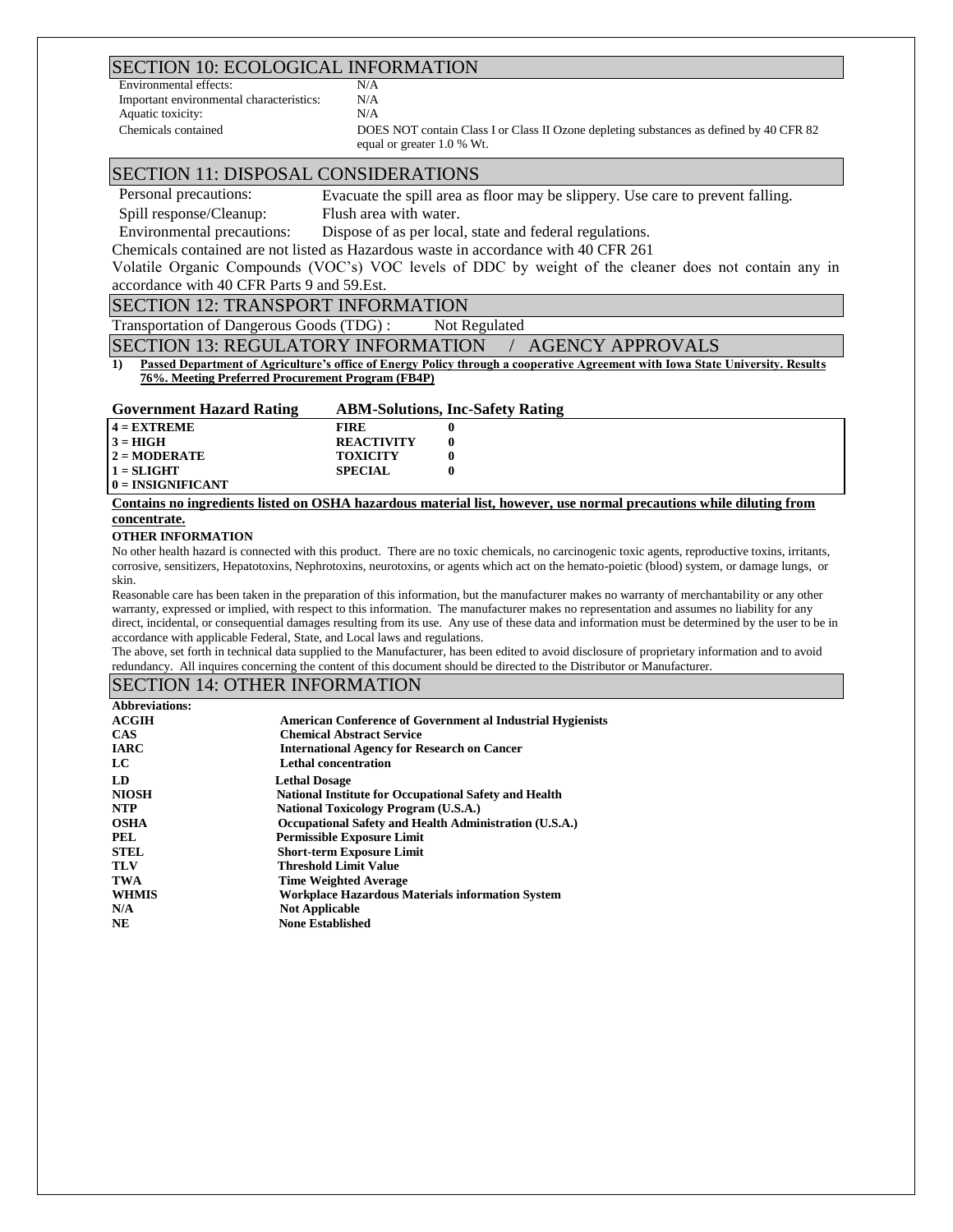## SECTION 10: ECOLOGICAL INFORMATION

| | |
|---|---|
| Environmental effects: | N/A |
| Important environmental characteristics: | N/A |
| Aquatic toxicity: | N/A |
| Chemicals contained | DOES NOT contain Class I or Class II Ozone depleting substances as defined by 40 CFR 82 equal or greater 1.0 % Wt. |

## SECTION 11: DISPOSAL CONSIDERATIONS

| | |
|---|---|
| Personal precautions: | Evacuate the spill area as floor may be slippery. Use care to prevent falling. |
| Spill response/Cleanup: | Flush area with water. |
| Environmental precautions: | Dispose of as per local, state and federal regulations. |

Chemicals contained are not listed as Hazardous waste in accordance with 40 CFR 261

Volatile Organic Compounds (VOC's) VOC levels of DDC by weight of the cleaner does not contain any in accordance with 40 CFR Parts 9 and 59.Est.

## SECTION 12: TRANSPORT INFORMATION

Transportation of Dangerous Goods (TDG) : Not Regulated

## SECTION 13: REGULATORY INFORMATION / AGENCY APPROVALS

1) **Passed Department of Agriculture's office of Energy Policy through a cooperative Agreement with Iowa State University. Results 76%. Meeting Preferred Procurement Program (FB4P)**

| Government Hazard Rating | ABM-Solutions, Inc-Safety Rating | |
|---|---|---|
| 4 = EXTREME | FIRE | 0 |
| 3 = HIGH | REACTIVITY | 0 |
| 2 = MODERATE | TOXICITY | 0 |
| 1 = SLIGHT | SPECIAL | 0 |
| 0 = INSIGNIFICANT | | |

**Contains no ingredients listed on OSHA hazardous material list, however, use normal precautions while diluting from concentrate.**

**OTHER INFORMATION**

No other health hazard is connected with this product. There are no toxic chemicals, no carcinogenic toxic agents, reproductive toxins, irritants, corrosive, sensitizers, Hepatotoxins, Nephrotoxins, neurotoxins, or agents which act on the hemato-poietic (blood) system, or damage lungs, or skin.

Reasonable care has been taken in the preparation of this information, but the manufacturer makes no warranty of merchantability or any other warranty, expressed or implied, with respect to this information. The manufacturer makes no representation and assumes no liability for any direct, incidental, or consequential damages resulting from its use. Any use of these data and information must be determined by the user to be in accordance with applicable Federal, State, and Local laws and regulations.

The above, set forth in technical data supplied to the Manufacturer, has been edited to avoid disclosure of proprietary information and to avoid redundancy. All inquires concerning the content of this document should be directed to the Distributor or Manufacturer.

## SECTION 14: OTHER INFORMATION

**Abbreviations:**

| | |
|---|---|
| **ACGIH** | **American Conference of Government al Industrial Hygienists** |
| **CAS** | **Chemical Abstract Service** |
| **IARC** | **International Agency for Research on Cancer** |
| **LC** | **Lethal concentration** |
| **LD** | **Lethal Dosage** |
| **NIOSH** | **National Institute for Occupational Safety and Health** |
| **NTP** | **National Toxicology Program (U.S.A.)** |
| **OSHA** | **Occupational Safety and Health Administration (U.S.A.)** |
| **PEL** | **Permissible Exposure Limit** |
| **STEL** | **Short-term Exposure Limit** |
| **TLV** | **Threshold Limit Value** |
| **TWA** | **Time Weighted Average** |
| **WHMIS** | **Workplace Hazardous Materials information System** |
| **N/A** | **Not Applicable** |
| **NE** | **None Established** |